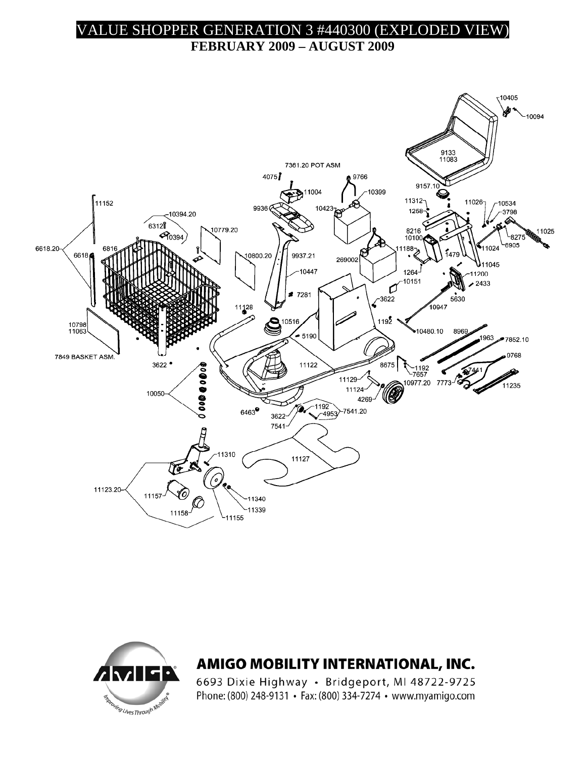# VALUE SHOPPER GENERATION 3 #440300 (EXPLODED VIEW)

**FEBRUARY 2009 – AUGUST 2009**

7361.20 POT ASM

4075, 9766, 11004, 10399, 9936, 10423, 11152, 10394.20, 6312, 10394, 10779.20, 6618.20, 6618, 6816, 10800.20, 9937.21, 269002, 10447, 7281, 11128, 10516, 10796, 11063, 5190, 7849 BASKET ASM., 3622, 11122, 10050, 6463, 3622, 1192, 4953, 7541.20, 7541, 11127, 11310, 11123.20, 11157, 11340, 11339, 11158, 11155

10405, 10094, 9133, 11083, 9157.10, 11312, 1258, 11026, 10534, 3798, 8216, 10100, 11025, 8275, 6905, 11188, 1479, 11024, 1264, 11045, 11200, 2433, 10151, 3622, 5630, 10947, 1192, 10480.10, 8969, 1963, 7852.10, 9768, 8675, 1192, 7657, 7441, 11129, 11124, 10977.20, 7773, 11235, 4269

**AMIGO MOBILITY INTERNATIONAL, INC.**

6693 Dixie Highway • Bridgeport, MI 48722-9725

Phone: (800) 248-9131 • Fax: (800) 334-7274 • www.myamigo.com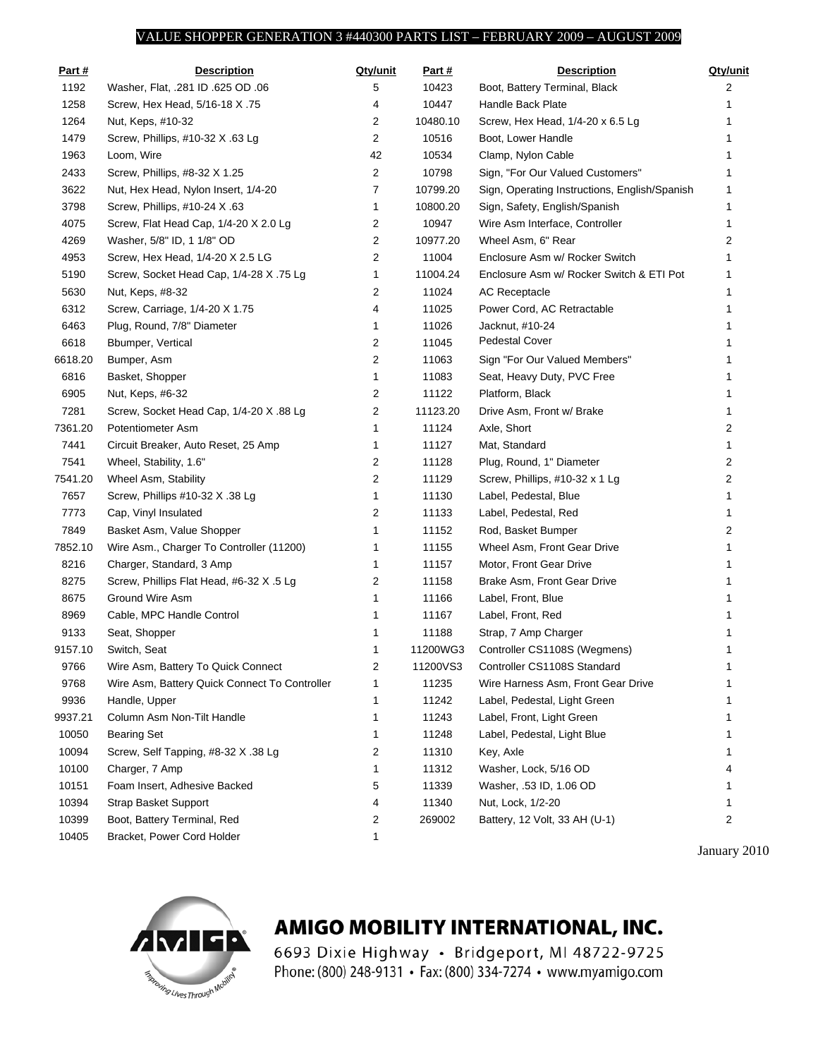VALUE SHOPPER GENERATION 3 #440300 PARTS LIST – FEBRUARY 2009 – AUGUST 2009

| Part # | Description | Qty/unit | Part # | Description | Qty/unit |
|---|---|---|---|---|---|
| 1192 | Washer, Flat, .281 ID .625 OD .06 | 5 | 10423 | Boot, Battery Terminal, Black | 2 |
| 1258 | Screw, Hex Head, 5/16-18 X .75 | 4 | 10447 | Handle Back Plate | 1 |
| 1264 | Nut, Keps, #10-32 | 2 | 10480.10 | Screw, Hex Head, 1/4-20 x 6.5 Lg | 1 |
| 1479 | Screw, Phillips, #10-32 X .63 Lg | 2 | 10516 | Boot, Lower Handle | 1 |
| 1963 | Loom, Wire | 42 | 10534 | Clamp, Nylon Cable | 1 |
| 2433 | Screw, Phillips, #8-32 X 1.25 | 2 | 10798 | Sign, "For Our Valued Customers" | 1 |
| 3622 | Nut, Hex Head, Nylon Insert, 1/4-20 | 7 | 10799.20 | Sign, Operating Instructions, English/Spanish | 1 |
| 3798 | Screw, Phillips, #10-24 X .63 | 1 | 10800.20 | Sign, Safety, English/Spanish | 1 |
| 4075 | Screw, Flat Head Cap, 1/4-20 X 2.0 Lg | 2 | 10947 | Wire Asm Interface, Controller | 1 |
| 4269 | Washer, 5/8" ID, 1 1/8" OD | 2 | 10977.20 | Wheel Asm, 6" Rear | 2 |
| 4953 | Screw, Hex Head, 1/4-20 X 2.5 LG | 2 | 11004 | Enclosure Asm w/ Rocker Switch | 1 |
| 5190 | Screw, Socket Head Cap, 1/4-28 X .75 Lg | 1 | 11004.24 | Enclosure Asm w/ Rocker Switch & ETI Pot | 1 |
| 5630 | Nut, Keps, #8-32 | 2 | 11024 | AC Receptacle | 1 |
| 6312 | Screw, Carriage, 1/4-20 X 1.75 | 4 | 11025 | Power Cord, AC Retractable | 1 |
| 6463 | Plug, Round, 7/8" Diameter | 1 | 11026 | Jacknut, #10-24 | 1 |
| 6618 | Bbumper, Vertical | 2 | 11045 | Pedestal Cover | 1 |
| 6618.20 | Bumper, Asm | 2 | 11063 | Sign "For Our Valued Members" | 1 |
| 6816 | Basket, Shopper | 1 | 11083 | Seat, Heavy Duty, PVC Free | 1 |
| 6905 | Nut, Keps, #6-32 | 2 | 11122 | Platform, Black | 1 |
| 7281 | Screw, Socket Head Cap, 1/4-20 X .88 Lg | 2 | 11123.20 | Drive Asm, Front w/ Brake | 1 |
| 7361.20 | Potentiometer Asm | 1 | 11124 | Axle, Short | 2 |
| 7441 | Circuit Breaker, Auto Reset, 25 Amp | 1 | 11127 | Mat, Standard | 1 |
| 7541 | Wheel, Stability, 1.6" | 2 | 11128 | Plug, Round, 1" Diameter | 2 |
| 7541.20 | Wheel Asm, Stability | 2 | 11129 | Screw, Phillips, #10-32 x 1 Lg | 2 |
| 7657 | Screw, Phillips #10-32 X .38 Lg | 1 | 11130 | Label, Pedestal, Blue | 1 |
| 7773 | Cap, Vinyl Insulated | 2 | 11133 | Label, Pedestal, Red | 1 |
| 7849 | Basket Asm, Value Shopper | 1 | 11152 | Rod, Basket Bumper | 2 |
| 7852.10 | Wire Asm., Charger To Controller (11200) | 1 | 11155 | Wheel Asm, Front Gear Drive | 1 |
| 8216 | Charger, Standard, 3 Amp | 1 | 11157 | Motor, Front Gear Drive | 1 |
| 8275 | Screw, Phillips Flat Head, #6-32 X .5 Lg | 2 | 11158 | Brake Asm, Front Gear Drive | 1 |
| 8675 | Ground Wire Asm | 1 | 11166 | Label, Front, Blue | 1 |
| 8969 | Cable, MPC Handle Control | 1 | 11167 | Label, Front, Red | 1 |
| 9133 | Seat, Shopper | 1 | 11188 | Strap, 7 Amp Charger | 1 |
| 9157.10 | Switch, Seat | 1 | 11200WG3 | Controller CS1108S (Wegmens) | 1 |
| 9766 | Wire Asm, Battery To Quick Connect | 2 | 11200VS3 | Controller CS1108S Standard | 1 |
| 9768 | Wire Asm, Battery Quick Connect To Controller | 1 | 11235 | Wire Harness Asm, Front Gear Drive | 1 |
| 9936 | Handle, Upper | 1 | 11242 | Label, Pedestal, Light Green | 1 |
| 9937.21 | Column Asm Non-Tilt Handle | 1 | 11243 | Label, Front, Light Green | 1 |
| 10050 | Bearing Set | 1 | 11248 | Label, Pedestal, Light Blue | 1 |
| 10094 | Screw, Self Tapping, #8-32 X .38 Lg | 2 | 11310 | Key, Axle | 1 |
| 10100 | Charger, 7 Amp | 1 | 11312 | Washer, Lock, 5/16 OD | 4 |
| 10151 | Foam Insert, Adhesive Backed | 5 | 11339 | Washer, .53 ID, 1.06 OD | 1 |
| 10394 | Strap Basket Support | 4 | 11340 | Nut, Lock, 1/2-20 | 1 |
| 10399 | Boot, Battery Terminal, Red | 2 | 269002 | Battery, 12 Volt, 33 AH (U-1) | 2 |
| 10405 | Bracket, Power Cord Holder | 1 | | | |

January 2010

**AMIGO MOBILITY INTERNATIONAL, INC.**

6693 Dixie Highway • Bridgeport, MI 48722-9725

Phone: (800) 248-9131 • Fax: (800) 334-7274 • www.myamigo.com